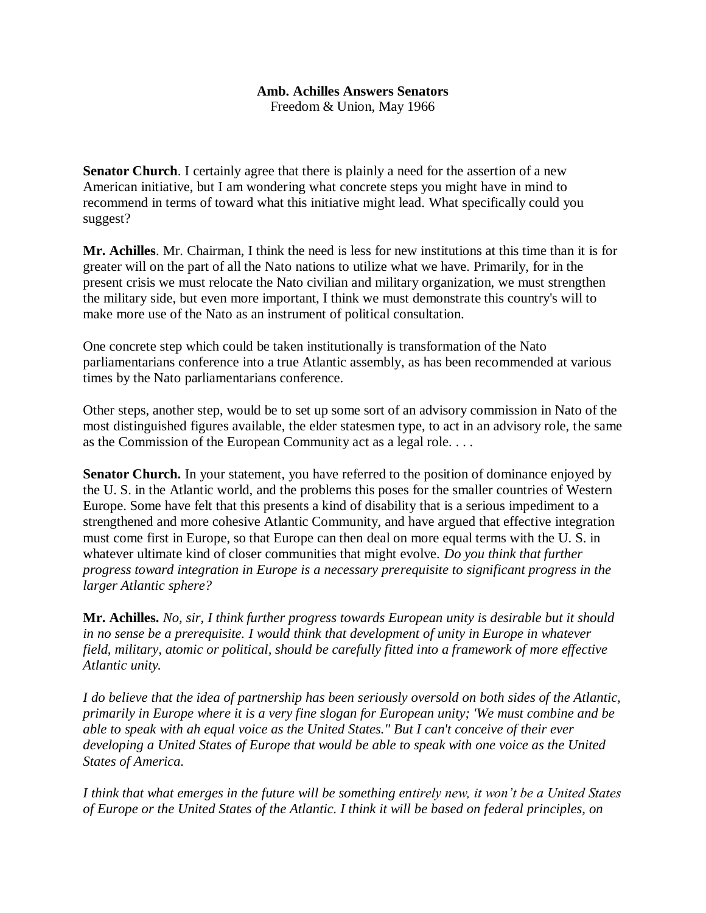**Amb. Achilles Answers Senators**
Freedom & Union, May 1966

**Senator Church**. I certainly agree that there is plainly a need for the assertion of a new American initiative, but I am wondering what concrete steps you might have in mind to recommend in terms of toward what this initiative might lead. What specifically could you suggest?

**Mr. Achilles**. Mr. Chairman, I think the need is less for new institutions at this time than it is for greater will on the part of all the Nato nations to utilize what we have. Primarily, for in the present crisis we must relocate the Nato civilian and military organization, we must strengthen the military side, but even more important, I think we must demonstrate this country's will to make more use of the Nato as an instrument of political consultation.

One concrete step which could be taken institutionally is transformation of the Nato parliamentarians conference into a true Atlantic assembly, as has been recommended at various times by the Nato parliamentarians conference.

Other steps, another step, would be to set up some sort of an advisory commission in Nato of the most distinguished figures available, the elder statesmen type, to act in an advisory role, the same as the Commission of the European Community act as a legal role. . . .

**Senator Church.** In your statement, you have referred to the position of dominance enjoyed by the U. S. in the Atlantic world, and the problems this poses for the smaller countries of Western Europe. Some have felt that this presents a kind of disability that is a serious impediment to a strengthened and more cohesive Atlantic Community, and have argued that effective integration must come first in Europe, so that Europe can then deal on more equal terms with the U. S. in whatever ultimate kind of closer communities that might evolve. *Do you think that further progress toward integration in Europe is a necessary prerequisite to significant progress in the larger Atlantic sphere?*

**Mr. Achilles.** *No, sir, I think further progress towards European unity is desirable but it should in no sense be a prerequisite. I would think that development of unity in Europe in whatever field, military, atomic or political, should be carefully fitted into a framework of more effective Atlantic unity.*

*I do believe that the idea of partnership has been seriously oversold on both sides of the Atlantic, primarily in Europe where it is a very fine slogan for European unity; 'We must combine and be able to speak with ah equal voice as the United States." But I can't conceive of their ever developing a United States of Europe that would be able to speak with one voice as the United States of America.*

*I think that what emerges in the future will be something entirely new, it won't be a United States of Europe or the United States of the Atlantic. I think it will be based on federal principles, on*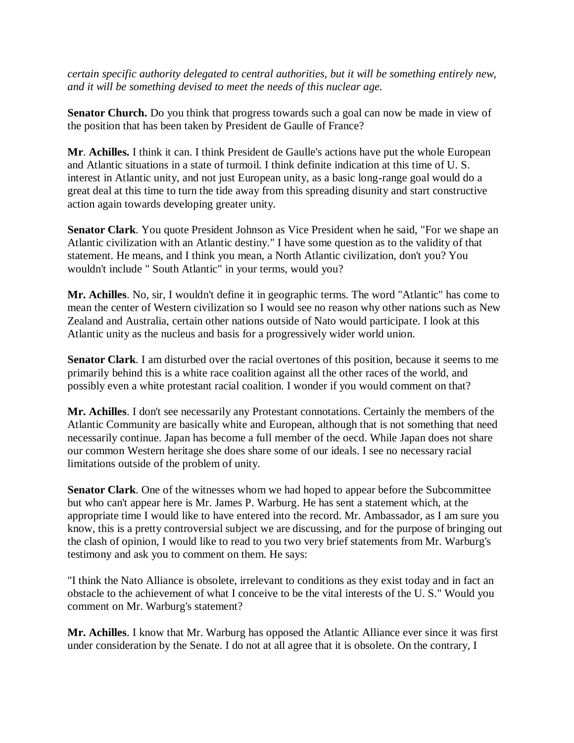*certain specific authority delegated to central authorities, but it will be something entirely new, and it will be something devised to meet the needs of this nuclear age.*

**Senator Church.** Do you think that progress towards such a goal can now be made in view of the position that has been taken by President de Gaulle of France?

**Mr**. **Achilles.** I think it can. I think President de Gaulle's actions have put the whole European and Atlantic situations in a state of turmoil. I think definite indication at this time of U. S. interest in Atlantic unity, and not just European unity, as a basic long-range goal would do a great deal at this time to turn the tide away from this spreading disunity and start constructive action again towards developing greater unity.

**Senator Clark**. You quote President Johnson as Vice President when he said, "For we shape an Atlantic civilization with an Atlantic destiny." I have some question as to the validity of that statement. He means, and I think you mean, a North Atlantic civilization, don't you? You wouldn't include " South Atlantic" in your terms, would you?

**Mr. Achilles**. No, sir, I wouldn't define it in geographic terms. The word "Atlantic" has come to mean the center of Western civilization so I would see no reason why other nations such as New Zealand and Australia, certain other nations outside of Nato would participate. I look at this Atlantic unity as the nucleus and basis for a progressively wider world union.

**Senator Clark**. I am disturbed over the racial overtones of this position, because it seems to me primarily behind this is a white race coalition against all the other races of the world, and possibly even a white protestant racial coalition. I wonder if you would comment on that?

**Mr. Achilles**. I don't see necessarily any Protestant connotations. Certainly the members of the Atlantic Community are basically white and European, although that is not something that need necessarily continue. Japan has become a full member of the oecd. While Japan does not share our common Western heritage she does share some of our ideals. I see no necessary racial limitations outside of the problem of unity.

**Senator Clark**. One of the witnesses whom we had hoped to appear before the Subcommittee but who can't appear here is Mr. James P. Warburg. He has sent a statement which, at the appropriate time I would like to have entered into the record. Mr. Ambassador, as I am sure you know, this is a pretty controversial subject we are discussing, and for the purpose of bringing out the clash of opinion, I would like to read to you two very brief statements from Mr. Warburg's testimony and ask you to comment on them. He says:

"I think the Nato Alliance is obsolete, irrelevant to conditions as they exist today and in fact an obstacle to the achievement of what I conceive to be the vital interests of the U. S." Would you comment on Mr. Warburg's statement?

**Mr. Achilles**. I know that Mr. Warburg has opposed the Atlantic Alliance ever since it was first under consideration by the Senate. I do not at all agree that it is obsolete. On the contrary, I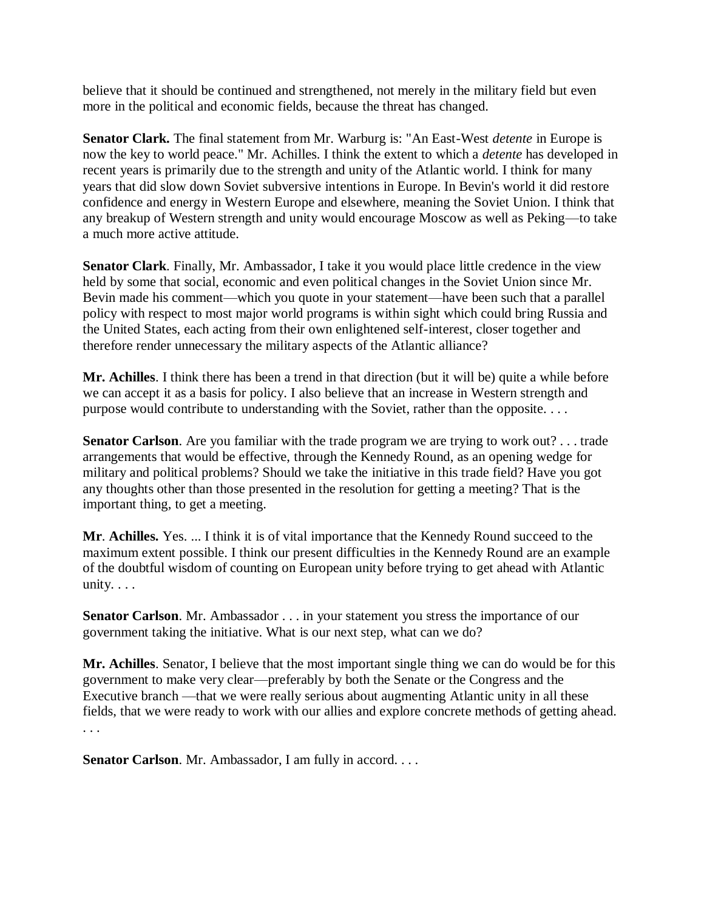believe that it should be continued and strengthened, not merely in the military field but even more in the political and economic fields, because the threat has changed.

**Senator Clark.** The final statement from Mr. Warburg is: "An East-West *detente* in Europe is now the key to world peace." Mr. Achilles. I think the extent to which a *detente* has developed in recent years is primarily due to the strength and unity of the Atlantic world. I think for many years that did slow down Soviet subversive intentions in Europe. In Bevin's world it did restore confidence and energy in Western Europe and elsewhere, meaning the Soviet Union. I think that any breakup of Western strength and unity would encourage Moscow as well as Peking—to take a much more active attitude.

**Senator Clark**. Finally, Mr. Ambassador, I take it you would place little credence in the view held by some that social, economic and even political changes in the Soviet Union since Mr. Bevin made his comment—which you quote in your statement—have been such that a parallel policy with respect to most major world programs is within sight which could bring Russia and the United States, each acting from their own enlightened self-interest, closer together and therefore render unnecessary the military aspects of the Atlantic alliance?

**Mr. Achilles**. I think there has been a trend in that direction (but it will be) quite a while before we can accept it as a basis for policy. I also believe that an increase in Western strength and purpose would contribute to understanding with the Soviet, rather than the opposite. . . .

**Senator Carlson**. Are you familiar with the trade program we are trying to work out? . . . trade arrangements that would be effective, through the Kennedy Round, as an opening wedge for military and political problems? Should we take the initiative in this trade field? Have you got any thoughts other than those presented in the resolution for getting a meeting? That is the important thing, to get a meeting.

**Mr. Achilles.** Yes. ... I think it is of vital importance that the Kennedy Round succeed to the maximum extent possible. I think our present difficulties in the Kennedy Round are an example of the doubtful wisdom of counting on European unity before trying to get ahead with Atlantic unity. . . .

**Senator Carlson**. Mr. Ambassador . . . in your statement you stress the importance of our government taking the initiative. What is our next step, what can we do?

**Mr. Achilles**. Senator, I believe that the most important single thing we can do would be for this government to make very clear—preferably by both the Senate or the Congress and the Executive branch —that we were really serious about augmenting Atlantic unity in all these fields, that we were ready to work with our allies and explore concrete methods of getting ahead. . . .

**Senator Carlson**. Mr. Ambassador, I am fully in accord. . . .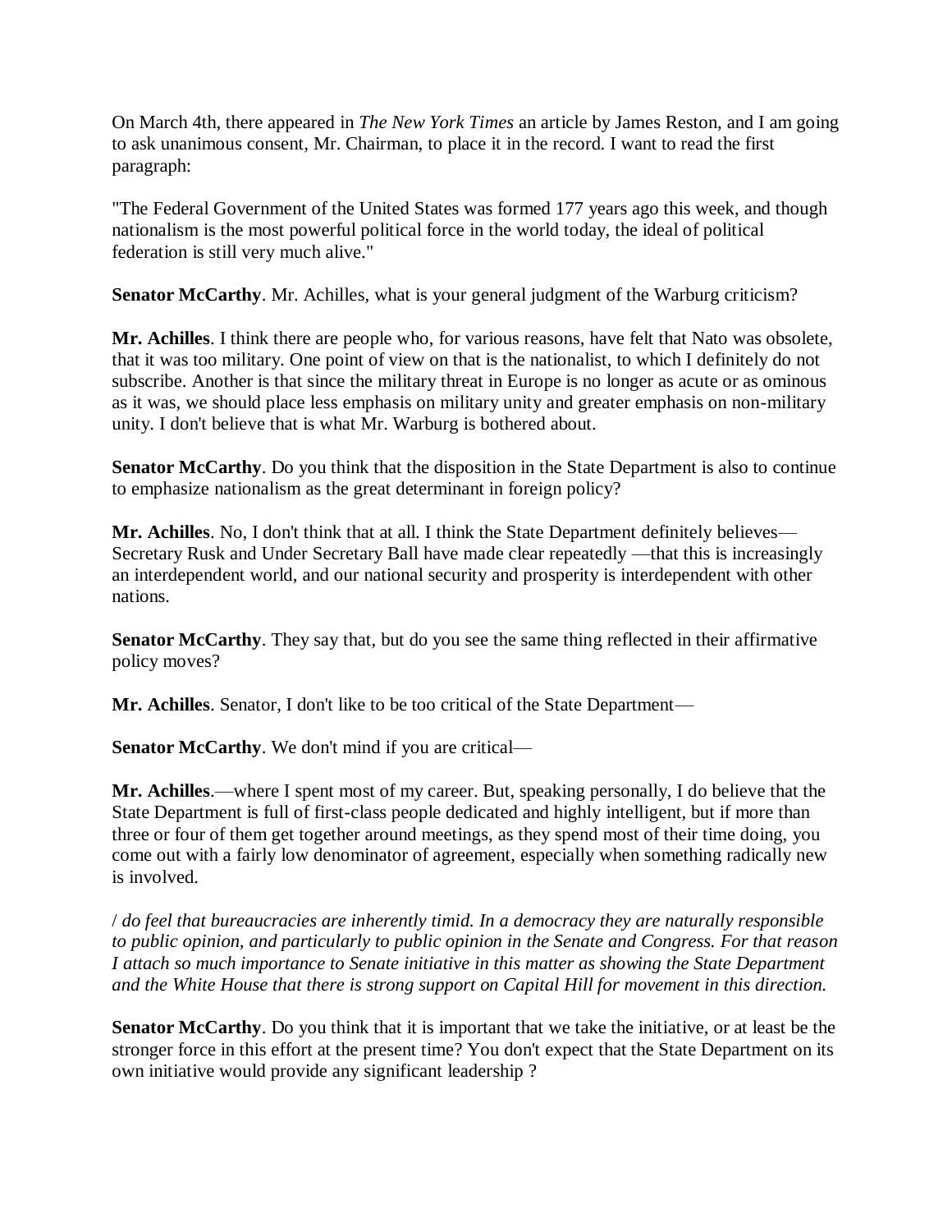On March 4th, there appeared in *The New York Times* an article by James Reston, and I am going to ask unanimous consent, Mr. Chairman, to place it in the record. I want to read the first paragraph:

"The Federal Government of the United States was formed 177 years ago this week, and though nationalism is the most powerful political force in the world today, the ideal of political federation is still very much alive."

**Senator McCarthy**. Mr. Achilles, what is your general judgment of the Warburg criticism?

**Mr. Achilles**. I think there are people who, for various reasons, have felt that Nato was obsolete, that it was too military. One point of view on that is the nationalist, to which I definitely do not subscribe. Another is that since the military threat in Europe is no longer as acute or as ominous as it was, we should place less emphasis on military unity and greater emphasis on non-military unity. I don't believe that is what Mr. Warburg is bothered about.

**Senator McCarthy**. Do you think that the disposition in the State Department is also to continue to emphasize nationalism as the great determinant in foreign policy?

**Mr. Achilles**. No, I don't think that at all. I think the State Department definitely believes—Secretary Rusk and Under Secretary Ball have made clear repeatedly —that this is increasingly an interdependent world, and our national security and prosperity is interdependent with other nations.

**Senator McCarthy**. They say that, but do you see the same thing reflected in their affirmative policy moves?

**Mr. Achilles**. Senator, I don't like to be too critical of the State Department—

**Senator McCarthy**. We don't mind if you are critical—

**Mr. Achilles**.—where I spent most of my career. But, speaking personally, I do believe that the State Department is full of first-class people dedicated and highly intelligent, but if more than three or four of them get together around meetings, as they spend most of their time doing, you come out with a fairly low denominator of agreement, especially when something radically new is involved.

/ *do feel that bureaucracies are inherently timid. In a democracy they are naturally responsible to public opinion, and particularly to public opinion in the Senate and Congress. For that reason I attach so much importance to Senate initiative in this matter as showing the State Department and the White House that there is strong support on Capital Hill for movement in this direction.*

**Senator McCarthy**. Do you think that it is important that we take the initiative, or at least be the stronger force in this effort at the present time? You don't expect that the State Department on its own initiative would provide any significant leadership ?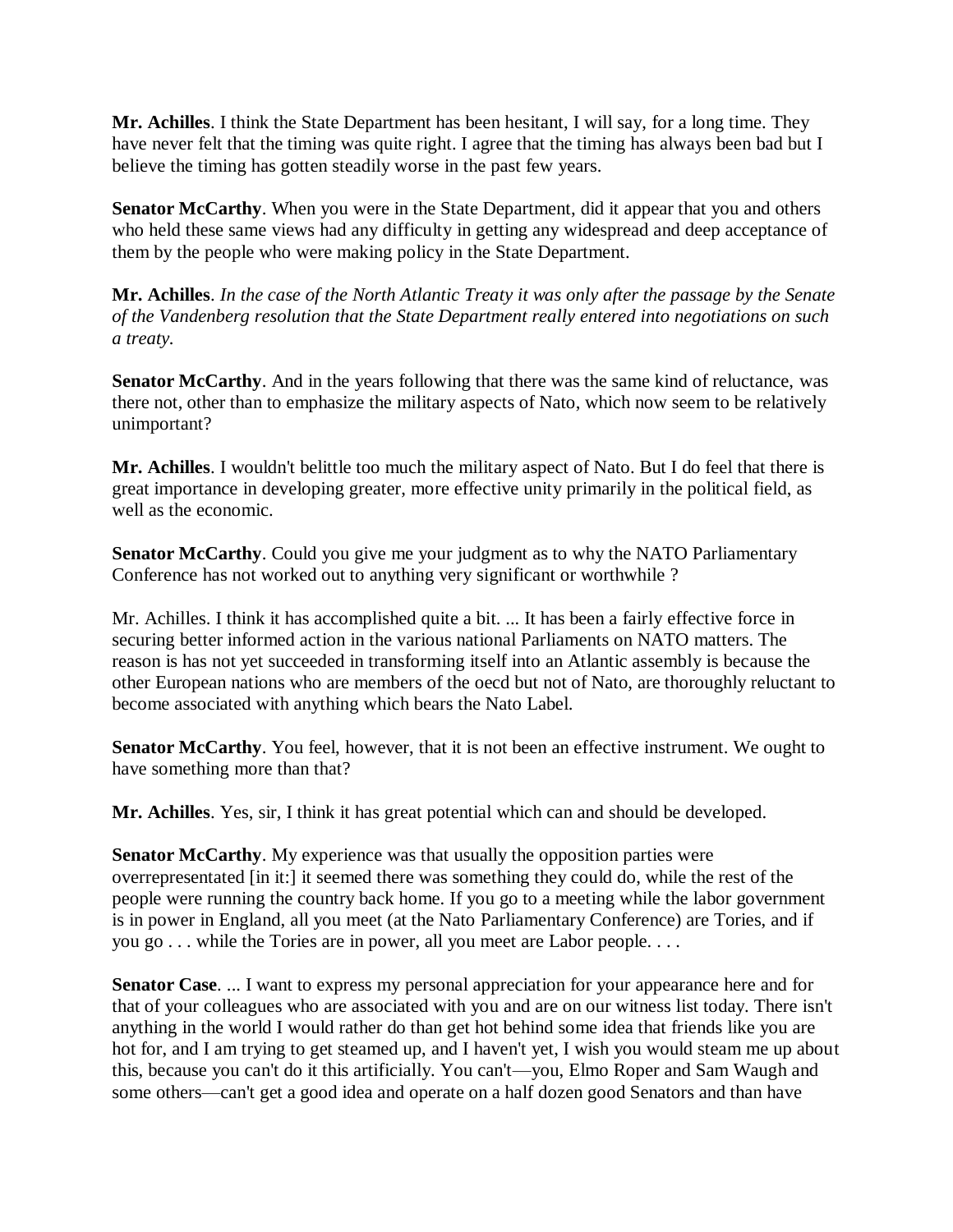**Mr. Achilles**. I think the State Department has been hesitant, I will say, for a long time. They have never felt that the timing was quite right. I agree that the timing has always been bad but I believe the timing has gotten steadily worse in the past few years.

**Senator McCarthy**. When you were in the State Department, did it appear that you and others who held these same views had any difficulty in getting any widespread and deep acceptance of them by the people who were making policy in the State Department.

**Mr. Achilles**. *In the case of the North Atlantic Treaty it was only after the passage by the Senate of the Vandenberg resolution that the State Department really entered into negotiations on such a treaty.*

**Senator McCarthy**. And in the years following that there was the same kind of reluctance, was there not, other than to emphasize the military aspects of Nato, which now seem to be relatively unimportant?

**Mr. Achilles**. I wouldn't belittle too much the military aspect of Nato. But I do feel that there is great importance in developing greater, more effective unity primarily in the political field, as well as the economic.

**Senator McCarthy**. Could you give me your judgment as to why the NATO Parliamentary Conference has not worked out to anything very significant or worthwhile ?

Mr. Achilles. I think it has accomplished quite a bit. ... It has been a fairly effective force in securing better informed action in the various national Parliaments on NATO matters. The reason is has not yet succeeded in transforming itself into an Atlantic assembly is because the other European nations who are members of the oecd but not of Nato, are thoroughly reluctant to become associated with anything which bears the Nato Label.

**Senator McCarthy**. You feel, however, that it is not been an effective instrument. We ought to have something more than that?

**Mr. Achilles**. Yes, sir, I think it has great potential which can and should be developed.

**Senator McCarthy**. My experience was that usually the opposition parties were overrepresentated [in it:] it seemed there was something they could do, while the rest of the people were running the country back home. If you go to a meeting while the labor government is in power in England, all you meet (at the Nato Parliamentary Conference) are Tories, and if you go . . . while the Tories are in power, all you meet are Labor people. . . .

**Senator Case**. ... I want to express my personal appreciation for your appearance here and for that of your colleagues who are associated with you and are on our witness list today. There isn't anything in the world I would rather do than get hot behind some idea that friends like you are hot for, and I am trying to get steamed up, and I haven't yet, I wish you would steam me up about this, because you can't do it this artificially. You can't—you, Elmo Roper and Sam Waugh and some others—can't get a good idea and operate on a half dozen good Senators and than have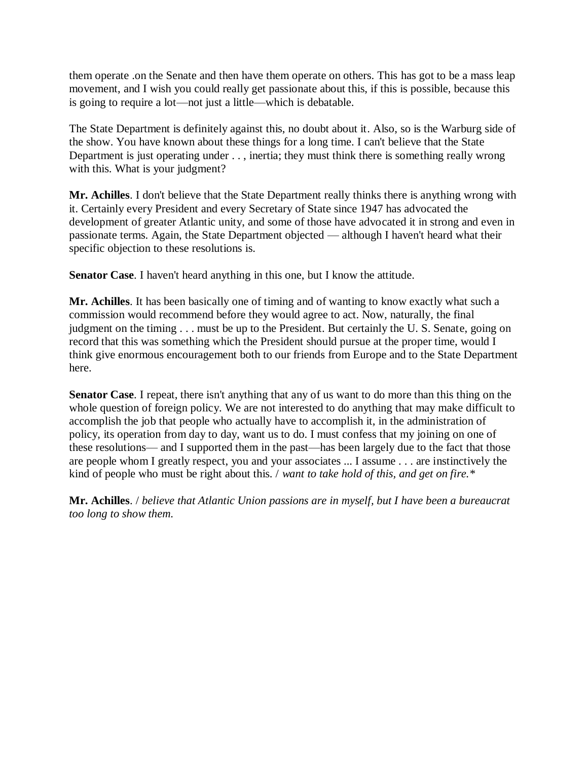them operate .on the Senate and then have them operate on others. This has got to be a mass leap movement, and I wish you could really get passionate about this, if this is possible, because this is going to require a lot—not just a little—which is debatable.

The State Department is definitely against this, no doubt about it. Also, so is the Warburg side of the show. You have known about these things for a long time. I can't believe that the State Department is just operating under . . , inertia; they must think there is something really wrong with this. What is your judgment?

**Mr. Achilles**. I don't believe that the State Department really thinks there is anything wrong with it. Certainly every President and every Secretary of State since 1947 has advocated the development of greater Atlantic unity, and some of those have advocated it in strong and even in passionate terms. Again, the State Department objected — although I haven't heard what their specific objection to these resolutions is.

**Senator Case**. I haven't heard anything in this one, but I know the attitude.

**Mr. Achilles**. It has been basically one of timing and of wanting to know exactly what such a commission would recommend before they would agree to act. Now, naturally, the final judgment on the timing . . . must be up to the President. But certainly the U. S. Senate, going on record that this was something which the President should pursue at the proper time, would I think give enormous encouragement both to our friends from Europe and to the State Department here.

**Senator Case**. I repeat, there isn't anything that any of us want to do more than this thing on the whole question of foreign policy. We are not interested to do anything that may make difficult to accomplish the job that people who actually have to accomplish it, in the administration of policy, its operation from day to day, want us to do. I must confess that my joining on one of these resolutions— and I supported them in the past—has been largely due to the fact that those are people whom I greatly respect, you and your associates ... I assume . . . are instinctively the kind of people who must be right about this. / *want to take hold of this, and get on fire.**

**Mr. Achilles**. / *believe that Atlantic Union passions are in myself, but I have been a bureaucrat too long to show them.*